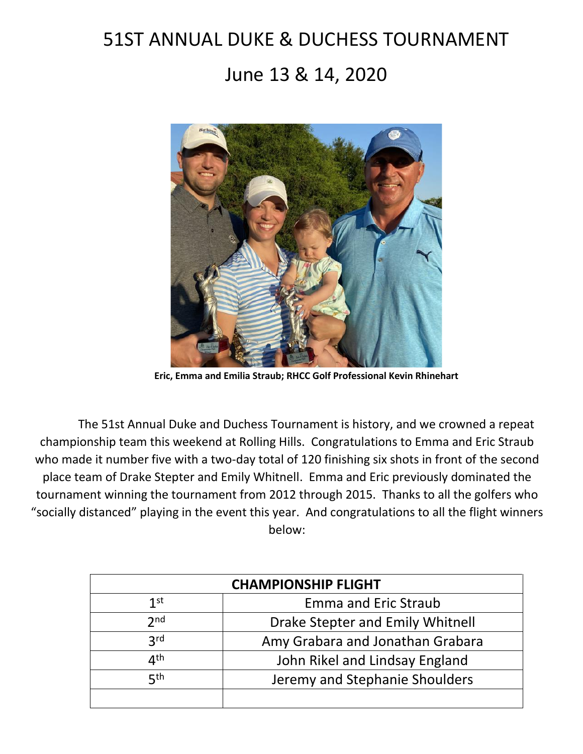# 51ST ANNUAL DUKE & DUCHESS TOURNAMENT

## June 13 & 14, 2020

**Eric, Emma and Emilia Straub; RHCC Golf Professional Kevin Rhinehart**

The 51st Annual Duke and Duchess Tournament is history, and we crowned a repeat championship team this weekend at Rolling Hills. Congratulations to Emma and Eric Straub who made it number five with a two-day total of 120 finishing six shots in front of the second place team of Drake Stepter and Emily Whitnell. Emma and Eric previously dominated the tournament winning the tournament from 2012 through 2015. Thanks to all the golfers who "socially distanced" playing in the event this year. And congratulations to all the flight winners below:

| **CHAMPIONSHIP FLIGHT** | |
|---|---|
| 1st | Emma and Eric Straub |
| 2nd | Drake Stepter and Emily Whitnell |
| 3rd | Amy Grabara and Jonathan Grabara |
| 4th | John Rikel and Lindsay England |
| 5th | Jeremy and Stephanie Shoulders |
| | |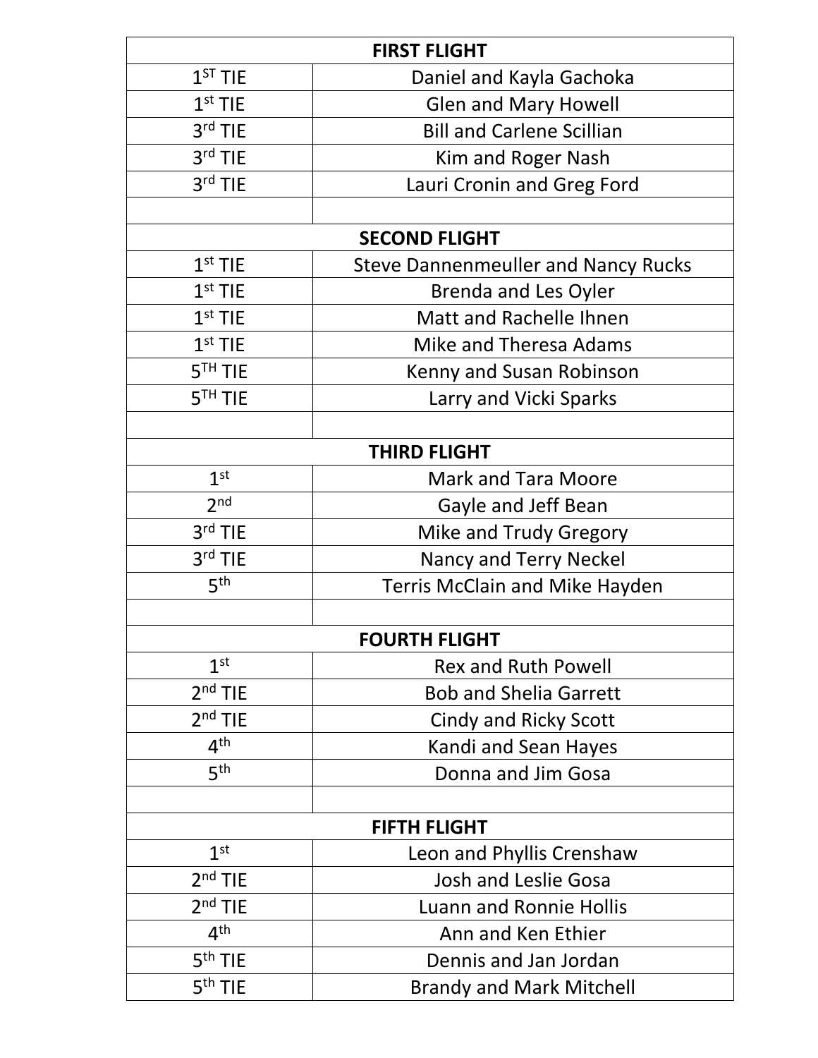| | |
|---|---|
| **FIRST FLIGHT** | |
| 1ST TIE | Daniel and Kayla Gachoka |
| 1st TIE | Glen and Mary Howell |
| 3rd TIE | Bill and Carlene Scillian |
| 3rd TIE | Kim and Roger Nash |
| 3rd TIE | Lauri Cronin and Greg Ford |
| | |
| **SECOND FLIGHT** | |
| 1st TIE | Steve Dannenmeuller and Nancy Rucks |
| 1st TIE | Brenda and Les Oyler |
| 1st TIE | Matt and Rachelle Ihnen |
| 1st TIE | Mike and Theresa Adams |
| 5TH TIE | Kenny and Susan Robinson |
| 5TH TIE | Larry and Vicki Sparks |
| | |
| **THIRD FLIGHT** | |
| 1st | Mark and Tara Moore |
| 2nd | Gayle and Jeff Bean |
| 3rd TIE | Mike and Trudy Gregory |
| 3rd TIE | Nancy and Terry Neckel |
| 5th | Terris McClain and Mike Hayden |
| | |
| **FOURTH FLIGHT** | |
| 1st | Rex and Ruth Powell |
| 2nd TIE | Bob and Shelia Garrett |
| 2nd TIE | Cindy and Ricky Scott |
| 4th | Kandi and Sean Hayes |
| 5th | Donna and Jim Gosa |
| | |
| **FIFTH FLIGHT** | |
| 1st | Leon and Phyllis Crenshaw |
| 2nd TIE | Josh and Leslie Gosa |
| 2nd TIE | Luann and Ronnie Hollis |
| 4th | Ann and Ken Ethier |
| 5th TIE | Dennis and Jan Jordan |
| 5th TIE | Brandy and Mark Mitchell |